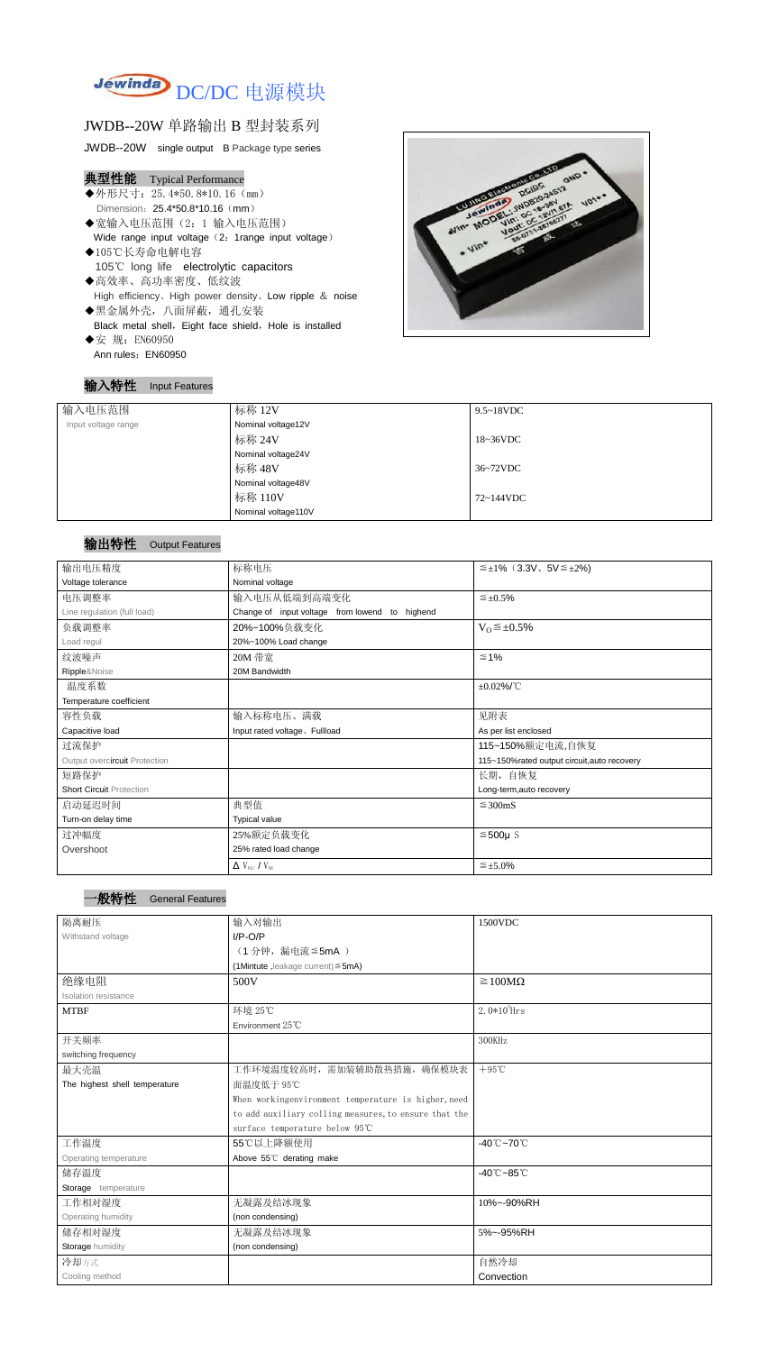# Jewinda DC/DC 电源模块

## JWDB--20W 单路输出 B 型封装系列

JWDB--20W single output B Package type series

### 典型性能 Typical Performance

- ◆外形尺寸：25.4*50.8*10.16（mm）
  Dimension：25.4*50.8*10.16（mm）
- ◆宽输入电压范围（2：1 输入电压范围）
  Wide range input voltage（2：1range input voltage）
- ◆105℃长寿命电解电容
  105℃ long life electrolytic capacitors
- ◆高效率、高功率密度、低纹波
  High efficiency、High power density、Low ripple & noise
- ◆黑金属外壳，八面屏蔽，通孔安装
  Black metal shell，Eight face shield，Hole is installed
- ◆安 规：EN60950
  Ann rules：EN60950

### 输入特性 Input Features

| | | |
|---|---|---|
| 输入电压范围<br>Input voltage range | 标称 12V<br>Nominal voltage12V | 9.5~18VDC |
| | 标称 24V<br>Nominal voltage24V | 18~36VDC |
| | 标称 48V<br>Nominal voltage48V | 36~72VDC |
| | 标称 110V<br>Nominal voltage110V | 72~144VDC |

### 输出特性 Output Features

| | | |
|---|---|---|
| 输出电压精度<br>Voltage tolerance | 标称电压<br>Nominal voltage | ≦±1%（3.3V、5V≦±2%） |
| 电压调整率<br>Line regulation (full load) | 输入电压从低端到高端变化<br>Change of input voltage from lowend to highend | ≦±0.5% |
| 负载调整率<br>Load regul | 20%~100%负载变化<br>20%~100% Load change | $V_O$≦±0.5% |
| 纹波噪声<br>Ripple&Noise | 20M 带宽<br>20M Bandwidth | ≦1% |
| 温度系数<br>Temperature coefficient | | ±0.02%/℃ |
| 容性负载<br>Capacitive load | 输入标称电压、满载<br>Input rated voltage、Fullload | 见附表<br>As per list enclosed |
| 过流保护<br>Output overcircuit Protection | | 115~150%额定电流,自恢复<br>115~150%rated output circuit,auto recovery |
| 短路保护<br>Short Circuit Protection | | 长期，自恢复<br>Long-term,auto recovery |
| 启动延迟时间<br>Turn-on delay time | 典型值<br>Typical value | ≦300mS |
| 过冲幅度<br>Overshoot | 25%额定负载变化<br>25% rated load change | ≦500μS |
| | $\Delta V_{01}/V_{01}$ | ≦±5.0% |

### 一般特性 General Features

| | | |
|---|---|---|
| 隔离耐压<br>Withstand voltage | 输入对输出<br>I/P-O/P<br>（1 分钟，漏电流≦5mA ）<br>(1Mintute ,leakage current)≦5mA) | 1500VDC |
| 绝缘电阻<br>Isolation resistance | 500V | ≧100MΩ |
| MTBF | 环境 25℃<br>Environment 25℃ | $2.0*10^5$Hrs |
| 开关频率<br>switching frequency | | 300KHz |
| 最大壳温<br>The highest shell temperature | 工作环境温度较高时，需加装辅助散热措施，确保模块表面温度低于 95℃<br>When workingenvironment temperature is higher,need to add auxiliary colling measures,to ensure that the surface temperature below 95℃ | +95℃ |
| 工作温度<br>Operating temperature | 55℃以上降额使用<br>Above 55℃ derating make | -40℃~70℃ |
| 储存温度<br>Storage temperature | | -40℃~85℃ |
| 工作相对湿度<br>Operating humidity | 无凝露及结冰现象<br>(non condensing) | 10%~-90%RH |
| 储存相对湿度<br>Storage humidity | 无凝露及结冰现象<br>(non condensing) | 5%~-95%RH |
| 冷却方式<br>Cooling method | | 自然冷却<br>Convection |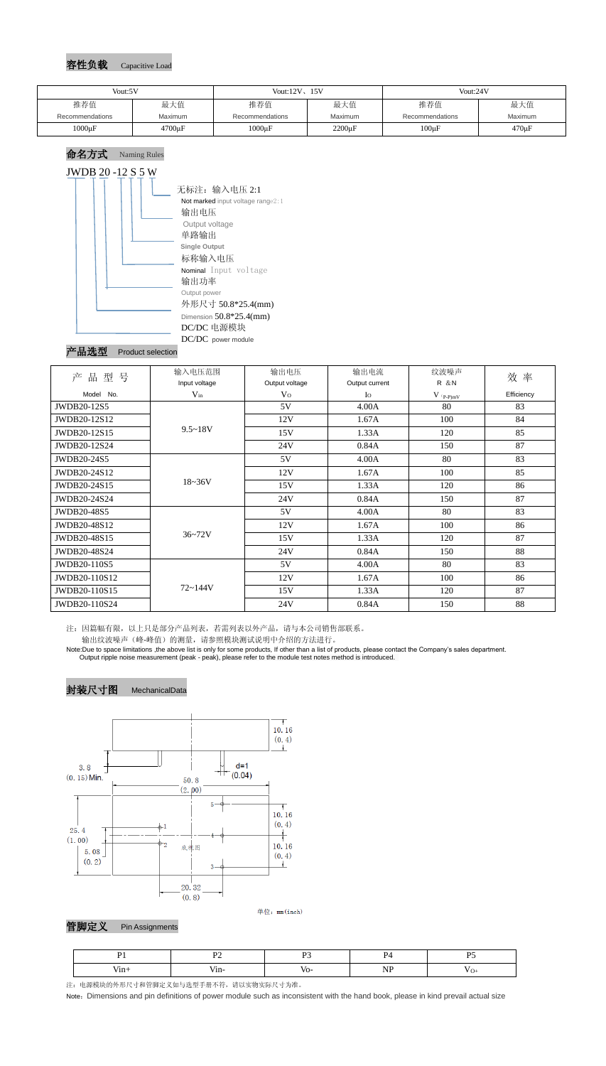## 容性负载 Capacitive Load

| Vout:5V | | Vout:12V、15V | | Vout:24V | |
|---|---|---|---|---|---|
| 推荐值 Recommendations | 最大值 Maximum | 推荐值 Recommendations | 最大值 Maximum | 推荐值 Recommendations | 最大值 Maximum |
| 1000μF | 4700μF | 1000μF | 2200μF | 100μF | 470μF |

## 命名方式 Naming Rules

JWDB 20 -12 S 5 W

- W: 无标注：输入电压 2:1 / Not marked input voltage range2:1
- 5: 输出电压 / Output voltage
- S: 单路输出 / Single Output
- 12: 标称输入电压 / Nominal Input voltage
- 20: 输出功率 / Output power
- 外形尺寸 50.8*25.4(mm) / Dimension 50.8*25.4(mm)
- JWDB: DC/DC 电源模块 / DC/DC power module

## 产品选型 Product selection

| 产品型号 Model No. | 输入电压范围 Input voltage $V_{in}$ | 输出电压 Output voltage $V_O$ | 输出电流 Output current $I_O$ | 纹波噪声 R &N $V_{(P-P)mV}$ | 效率 Efficiency |
|---|---|---|---|---|---|
| JWDB20-12S5 | 9.5~18V | 5V | 4.00A | 80 | 83 |
| JWDB20-12S12 | | 12V | 1.67A | 100 | 84 |
| JWDB20-12S15 | | 15V | 1.33A | 120 | 85 |
| JWDB20-12S24 | | 24V | 0.84A | 150 | 87 |
| JWDB20-24S5 | 18~36V | 5V | 4.00A | 80 | 83 |
| JWDB20-24S12 | | 12V | 1.67A | 100 | 85 |
| JWDB20-24S15 | | 15V | 1.33A | 120 | 86 |
| JWDB20-24S24 | | 24V | 0.84A | 150 | 87 |
| JWDB20-48S5 | 36~72V | 5V | 4.00A | 80 | 83 |
| JWDB20-48S12 | | 12V | 1.67A | 100 | 86 |
| JWDB20-48S15 | | 15V | 1.33A | 120 | 87 |
| JWDB20-48S24 | | 24V | 0.84A | 150 | 88 |
| JWDB20-110S5 | 72~144V | 5V | 4.00A | 80 | 83 |
| JWDB20-110S12 | | 12V | 1.67A | 100 | 86 |
| JWDB20-110S15 | | 15V | 1.33A | 120 | 87 |
| JWDB20-110S24 | | 24V | 0.84A | 150 | 88 |

注：因篇幅有限，以上只是部分产品列表，若需列表以外产品，请与本公司销售部联系。
输出纹波噪声（峰-峰值）的测量，请参照模块测试说明中介绍的方法进行。

Note:Due to space limitations ,the above list is only for some products, If other than a list of products, please contact the Company's sales department.
Output ripple noise measurement (peak - peak), please refer to the module test notes method is introduced.

## 封装尺寸图 MechanicalData

Dimensions: 10.16 (0.4); 3.8 (0.15) Min.; d=1 (0.04); 50.8 (2.00); 25.4 (1.00); 5.08 (0.2); 10.16 (0.4); 10.16 (0.4); 20.32 (0.8); 底视图

单位：mm(inch)

## 管脚定义 Pin Assignments

| P1 | P2 | P3 | P4 | P5 |
|---|---|---|---|---|
| Vin+ | Vin- | Vo- | NP | VO+ |

注：电源模块的外形尺寸和管脚定义如与选型手册不符，请以实物实际尺寸为准。

Note：Dimensions and pin definitions of power module such as inconsistent with the hand book, please in kind prevail actual size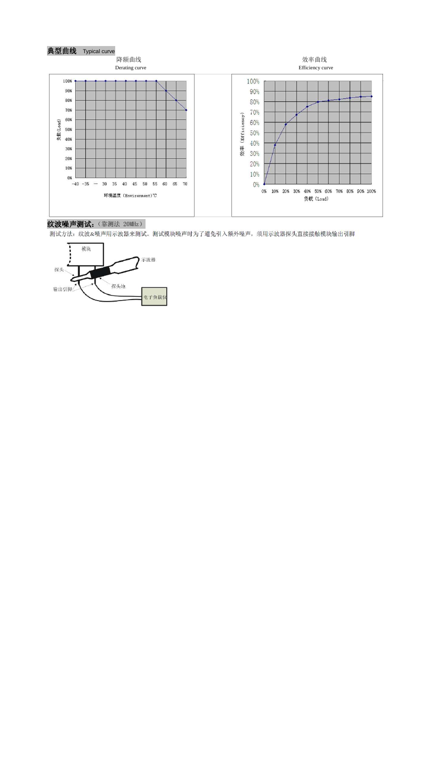**典型曲线** Typical curve

降额曲线
Derating curve

100%
90%
80%
70%
60%
50%
40%
30%
20%
10%
0%
负载(Load)
-40 -35 ··· 30 35 40 45 50 55 60 65 70
环境温度 (Environment)℃

效率曲线
Efficiency curve

100%
90%
80%
70%
60%
50%
40%
30%
20%
10%
0%
效率 (Efficiency)
0% 10% 20% 30% 40% 50% 60% 70% 80% 90% 100%
负载 (Load)

**纹波噪声测试：**（靠测法 20MHz）

测试方法：纹波&噪声用示波器来测试。测试模块噪声时为了避免引入额外噪声，须用示波器探头直接接触模块输出引脚

模块
示波器
探头
探头地
输出引脚
电子负载仪